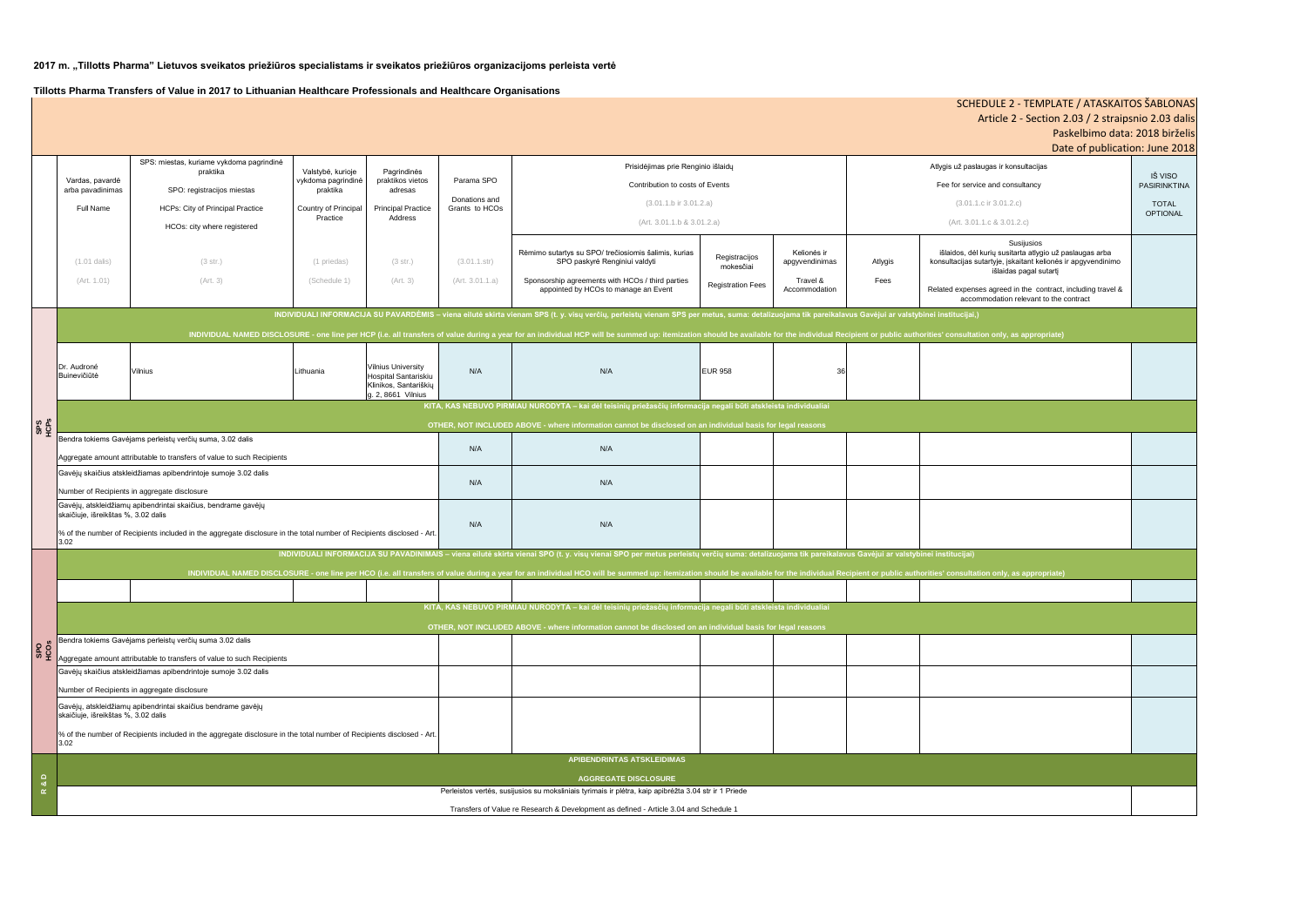**2017 m. „Tillotts Pharma" Lietuvos sveikatos priežiūros specialistams ir sveikatos priežiūros organizacijoms perleista vertė**

**Tillotts Pharma Transfers of Value in 2017 to Lithuanian Healthcare Professionals and Healthcare Organisations**

SCHEDULE 2 - TEMPLATE / ATASKAITOS ŠABLONAS
Article 2 - Section 2.03 / 2 straipsnio 2.03 dalis
Paskelbimo data: 2018 birželis
Date of publication: June 2018

| | Vardas, pavardė arba pavadinimas<br>Full Name<br>(1.01 dalis)<br>(Art. 1.01) | SPS: miestas, kuriame vykdoma pagrindinė praktika<br>SPO: registracijos miestas<br>HCPs: City of Principal Practice<br>HCOs: city where registered<br>(3 str.)<br>(Art. 3) | Valstybė, kurioje vykdoma pagrindinė praktika<br>Country of Principal Practice<br>(1 priedas)<br>(Schedule 1) | Pagrindinės praktikos vietos adresas<br>Principal Practice Address<br>(3 str.)<br>(Art. 3) | Parama SPO<br>Donations and Grants to HCOs<br>(3.01.1.str)<br>(Art. 3.01.1.a) | Prisidėjimas prie Renginio išlaidų / Contribution to costs of Events (3.01.1.b ir 3.01.2.a) (Art. 3.01.1.b & 3.01.2.a)<br>Rėmimo sutartys su SPO/ trečiosiomis šalimis, kurias SPO paskyrė Renginiui valdyti<br>Sponsorship agreements with HCOs / third parties appointed by HCOs to manage an Event | Registracijos mokesčiai<br>Registration Fees | Kelionės ir apgyvendinimas<br>Travel & Accommodation | Atlygis už paslaugas ir konsultacijas / Fee for service and consultancy (3.01.1.c ir 3.01.2.c) (Art. 3.01.1.c & 3.01.2.c)<br>Atlygis<br>Fees | Susijusios išlaidos, dėl kurių susitarta atlygio už paslaugas arba konsultacijas sutartyje, įskaitant kelionės ir apgyvendinimo išlaidas pagal sutartį<br>Related expenses agreed in the contract, including travel & accommodation relevant to the contract | IŠ VISO PASIRINKTINA<br>TOTAL OPTIONAL |
|---|---|---|---|---|---|---|---|---|---|---|---|
| **SPS HCPs** | **INDIVIDUALI INFORMACIJA SU PAVARDĖMIS – viena eilutė skirta vienam SPS (t. y. visų verčių, perleistų vienam SPS per metus, suma: detalizuojama tik pareikalavus Gavėjui ar valstybinei institucijai,)**<br>**INDIVIDUAL NAMED DISCLOSURE - one line per HCP (i.e. all transfers of value during a year for an individual HCP will be summed up: itemization should be available for the individual Recipient or public authorities' consultation only, as appropriate)** | | | | | | | | | | |
| | Dr. Audronė Buinevičiūtė | Vilnius | Lithuania | Vilnius University Hospital Santariskiu Klinikos, Santariškių g. 2, 8661 Vilnius | N/A | N/A | EUR 958 | 36 | | | |
| | **KITA, KAS NEBUVO PIRMIAU NURODYTA – kai dėl teisinių priežasčių informacija negali būti atskleista individualiai**<br>**OTHER, NOT INCLUDED ABOVE - where information cannot be disclosed on an individual basis for legal reasons** | | | | | | | | | | |
| | Bendra tokiems Gavėjams perleistų verčių suma, 3.02 dalis<br>Aggregate amount attributable to transfers of value to such Recipients | | | | N/A | N/A | | | | | |
| | Gavėjų skaičius atskleidžiamas apibendrintoje sumoje 3.02 dalis<br>Number of Recipients in aggregate disclosure | | | | N/A | N/A | | | | | |
| | Gavėjų, atskleidžiamų apibendrintai skaičius, bendrame gavėjų skaičiuje, išreikštas %, 3.02 dalis<br>% of the number of Recipients included in the aggregate disclosure in the total number of Recipients disclosed - Art. 3.02 | | | | N/A | N/A | | | | | |
| **SPO HCOs** | **INDIVIDUALI INFORMACIJA SU PAVADINIMAIS – viena eilutė skirta vienai SPO (t. y. visų vienai SPO per metus perleistų verčių suma: detalizuojama tik pareikalavus Gavėjui ar valstybinei institucijai)**<br>**INDIVIDUAL NAMED DISCLOSURE - one line per HCO (i.e. all transfers of value during a year for an individual HCO will be summed up: itemization should be available for the individual Recipient or public authorities' consultation only, as appropriate)** | | | | | | | | | | |
| | | | | | | | | | | | |
| | **KITA, KAS NEBUVO PIRMIAU NURODYTA – kai dėl teisinių priežasčių informacija negali būti atskleista individualiai**<br>**OTHER, NOT INCLUDED ABOVE - where information cannot be disclosed on an individual basis for legal reasons** | | | | | | | | | | |
| | Bendra tokiems Gavėjams perleistų verčių suma 3.02 dalis<br>Aggregate amount attributable to transfers of value to such Recipients | | | | | | | | | | |
| | Gavėjų skaičius atskleidžiamas apibendrintoje sumoje 3.02 dalis<br>Number of Recipients in aggregate disclosure | | | | | | | | | | |
| | Gavėjų, atskleidžiamų apibendrintai skaičius bendrame gavėjų skaičiuje, išreikštas %, 3.02 dalis<br>% of the number of Recipients included in the aggregate disclosure in the total number of Recipients disclosed - Art. 3.02 | | | | | | | | | | |
| **R & D** | **APIBENDRINTAS ATSKLEIDIMAS**<br>**AGGREGATE DISCLOSURE** | | | | | | | | | | |
| | Perleistos vertės, susijusios su moksliniais tyrimais ir plėtra, kaip apibrėžta 3.04 str ir 1 Priede<br>Transfers of Value re Research & Development as defined - Article 3.04 and Schedule 1 | | | | | | | | | | |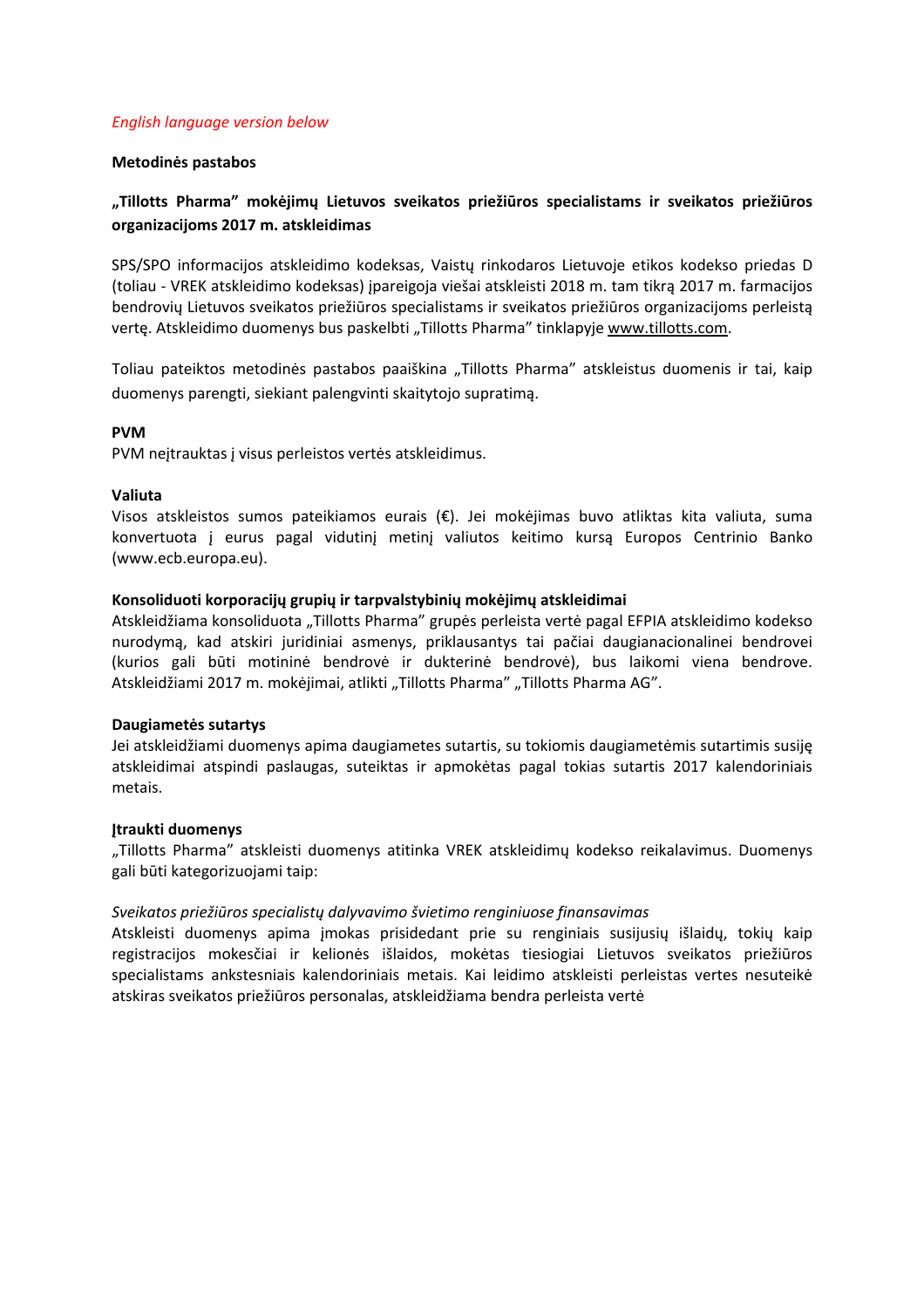*English language version below*

**Metodinės pastabos**

**„Tillotts Pharma" mokėjimų Lietuvos sveikatos priežiūros specialistams ir sveikatos priežiūros organizacijoms 2017 m. atskleidimas**

SPS/SPO informacijos atskleidimo kodeksas, Vaistų rinkodaros Lietuvoje etikos kodekso priedas D (toliau - VREK atskleidimo kodeksas) įpareigoja viešai atskleisti 2018 m. tam tikrą 2017 m. farmacijos bendrovių Lietuvos sveikatos priežiūros specialistams ir sveikatos priežiūros organizacijoms perleistą vertę. Atskleidimo duomenys bus paskelbti „Tillotts Pharma" tinklapyje www.tillotts.com.

Toliau pateiktos metodinės pastabos paaiškina „Tillotts Pharma" atskleistus duomenis ir tai, kaip duomenys parengti, siekiant palengvinti skaitytojo supratimą.

**PVM**

PVM neįtrauktas į visus perleistos vertės atskleidimus.

**Valiuta**

Visos atskleistos sumos pateikiamos eurais (€). Jei mokėjimas buvo atliktas kita valiuta, suma konvertuota į eurus pagal vidutinį metinį valiutos keitimo kursą Europos Centrinio Banko (www.ecb.europa.eu).

**Konsoliduoti korporacijų grupių ir tarpvalstybinių mokėjimų atskleidimai**

Atskleidžiama konsoliduota „Tillotts Pharma" grupės perleista vertė pagal EFPIA atskleidimo kodekso nurodymą, kad atskiri juridiniai asmenys, priklausantys tai pačiai daugianacionalinei bendrovei (kurios gali būti motininė bendrovė ir dukterinė bendrovė), bus laikomi viena bendrove. Atskleidžiami 2017 m. mokėjimai, atlikti „Tillotts Pharma" „Tillotts Pharma AG".

**Daugiametės sutartys**

Jei atskleidžiami duomenys apima daugiametes sutartis, su tokiomis daugiametėmis sutartimis susiję atskleidimai atspindi paslaugas, suteiktas ir apmokėtas pagal tokias sutartis 2017 kalendoriniais metais.

**Įtraukti duomenys**

„Tillotts Pharma" atskleisti duomenys atitinka VREK atskleidimų kodekso reikalavimus. Duomenys gali būti kategorizuojami taip:

*Sveikatos priežiūros specialistų dalyvavimo švietimo renginiuose finansavimas*

Atskleisti duomenys apima įmokas prisidedant prie su renginiais susijusių išlaidų, tokių kaip registracijos mokesčiai ir kelionės išlaidos, mokėtas tiesiogiai Lietuvos sveikatos priežiūros specialistams ankstesniais kalendoriniais metais. Kai leidimo atskleisti perleistas vertes nesuteikė atskiras sveikatos priežiūros personalas, atskleidžiama bendra perleista vertė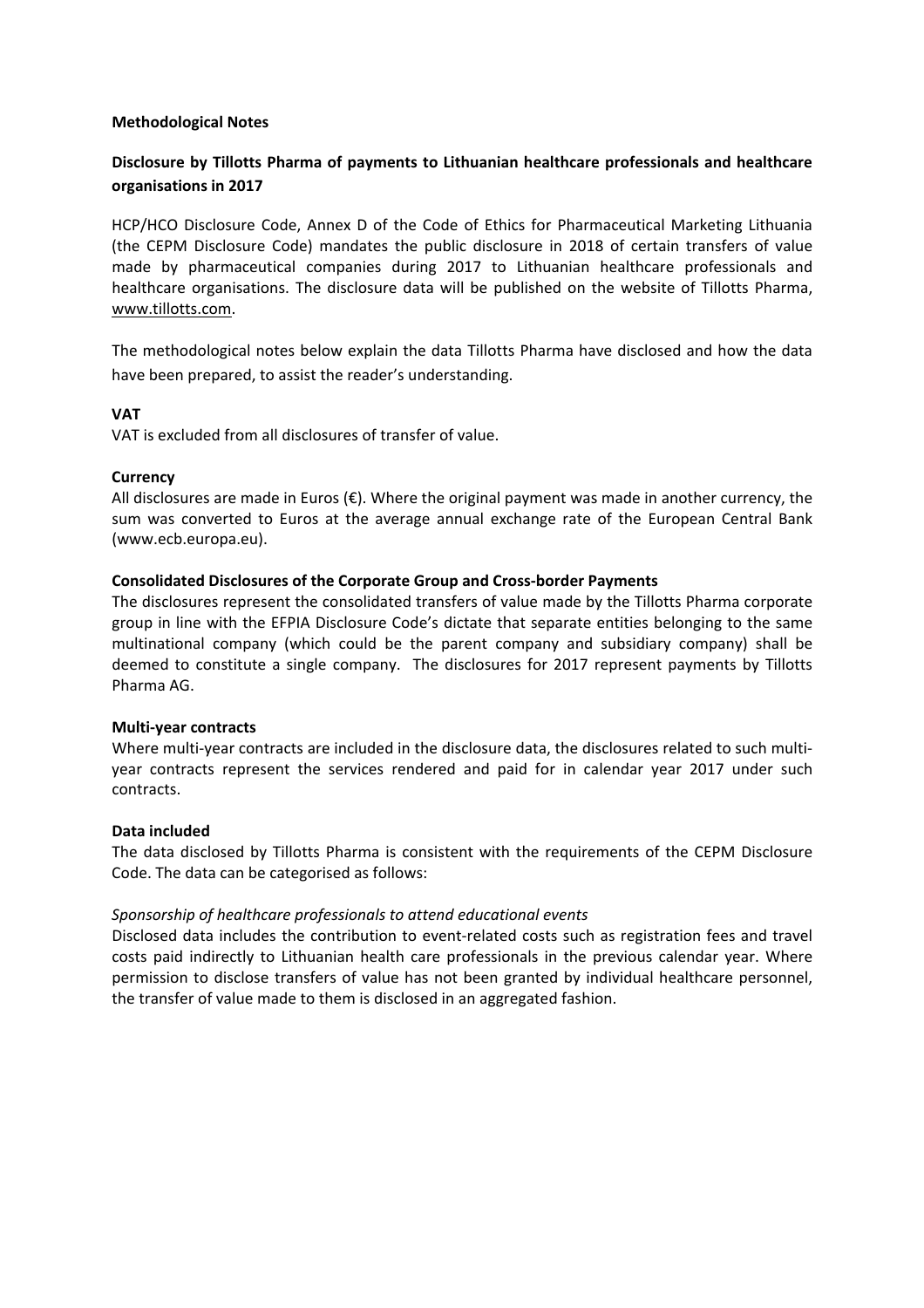**Methodological Notes**

## Disclosure by Tillotts Pharma of payments to Lithuanian healthcare professionals and healthcare organisations in 2017

HCP/HCO Disclosure Code, Annex D of the Code of Ethics for Pharmaceutical Marketing Lithuania (the CEPM Disclosure Code) mandates the public disclosure in 2018 of certain transfers of value made by pharmaceutical companies during 2017 to Lithuanian healthcare professionals and healthcare organisations. The disclosure data will be published on the website of Tillotts Pharma, www.tillotts.com.

The methodological notes below explain the data Tillotts Pharma have disclosed and how the data have been prepared, to assist the reader's understanding.

**VAT**

VAT is excluded from all disclosures of transfer of value.

**Currency**

All disclosures are made in Euros (€). Where the original payment was made in another currency, the sum was converted to Euros at the average annual exchange rate of the European Central Bank (www.ecb.europa.eu).

**Consolidated Disclosures of the Corporate Group and Cross-border Payments**

The disclosures represent the consolidated transfers of value made by the Tillotts Pharma corporate group in line with the EFPIA Disclosure Code's dictate that separate entities belonging to the same multinational company (which could be the parent company and subsidiary company) shall be deemed to constitute a single company. The disclosures for 2017 represent payments by Tillotts Pharma AG.

**Multi-year contracts**

Where multi-year contracts are included in the disclosure data, the disclosures related to such multi-year contracts represent the services rendered and paid for in calendar year 2017 under such contracts.

**Data included**

The data disclosed by Tillotts Pharma is consistent with the requirements of the CEPM Disclosure Code. The data can be categorised as follows:

*Sponsorship of healthcare professionals to attend educational events*

Disclosed data includes the contribution to event-related costs such as registration fees and travel costs paid indirectly to Lithuanian health care professionals in the previous calendar year. Where permission to disclose transfers of value has not been granted by individual healthcare personnel, the transfer of value made to them is disclosed in an aggregated fashion.